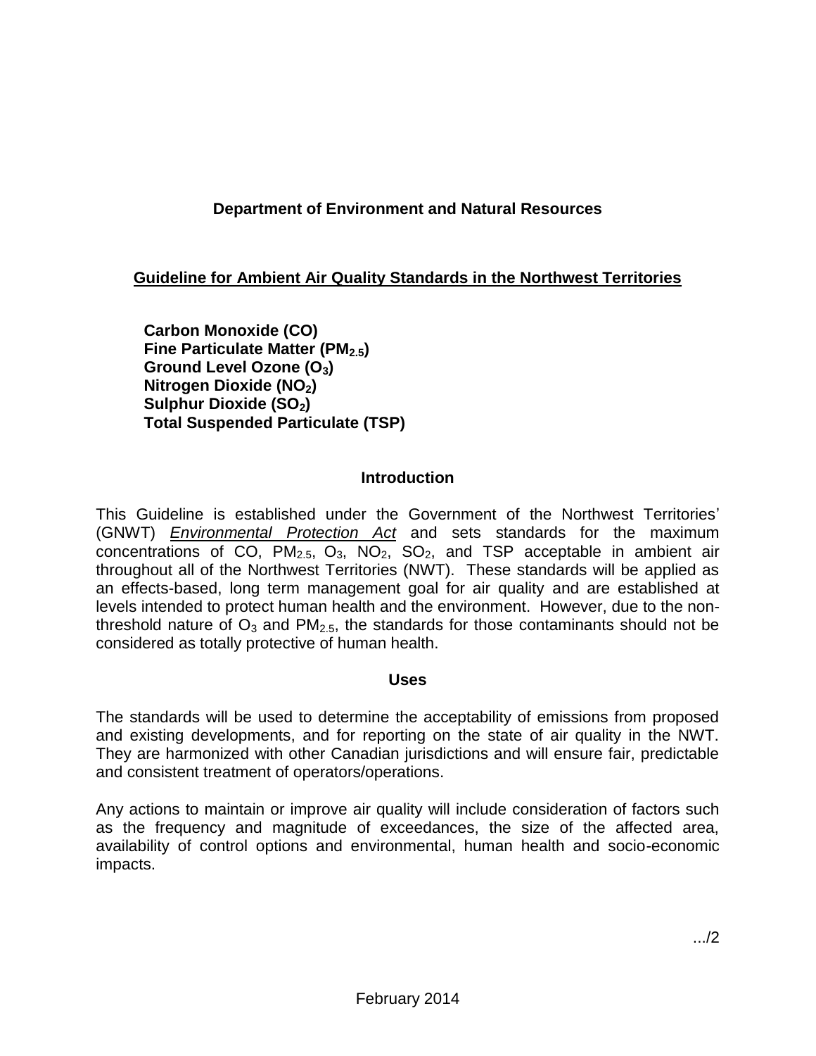**Department of Environment and Natural Resources**

## Guideline for Ambient Air Quality Standards in the Northwest Territories

**Carbon Monoxide (CO)**
**Fine Particulate Matter ($PM_{2.5}$)**
**Ground Level Ozone ($O_3$)**
**Nitrogen Dioxide ($NO_2$)**
**Sulphur Dioxide ($SO_2$)**
**Total Suspended Particulate (TSP)**

### Introduction

This Guideline is established under the Government of the Northwest Territories' (GNWT) *Environmental Protection Act* and sets standards for the maximum concentrations of CO, $PM_{2.5}$, $O_3$, $NO_2$, $SO_2$, and TSP acceptable in ambient air throughout all of the Northwest Territories (NWT). These standards will be applied as an effects-based, long term management goal for air quality and are established at levels intended to protect human health and the environment. However, due to the non-threshold nature of $O_3$ and $PM_{2.5}$, the standards for those contaminants should not be considered as totally protective of human health.

### Uses

The standards will be used to determine the acceptability of emissions from proposed and existing developments, and for reporting on the state of air quality in the NWT. They are harmonized with other Canadian jurisdictions and will ensure fair, predictable and consistent treatment of operators/operations.

Any actions to maintain or improve air quality will include consideration of factors such as the frequency and magnitude of exceedances, the size of the affected area, availability of control options and environmental, human health and socio-economic impacts.

.../2

February 2014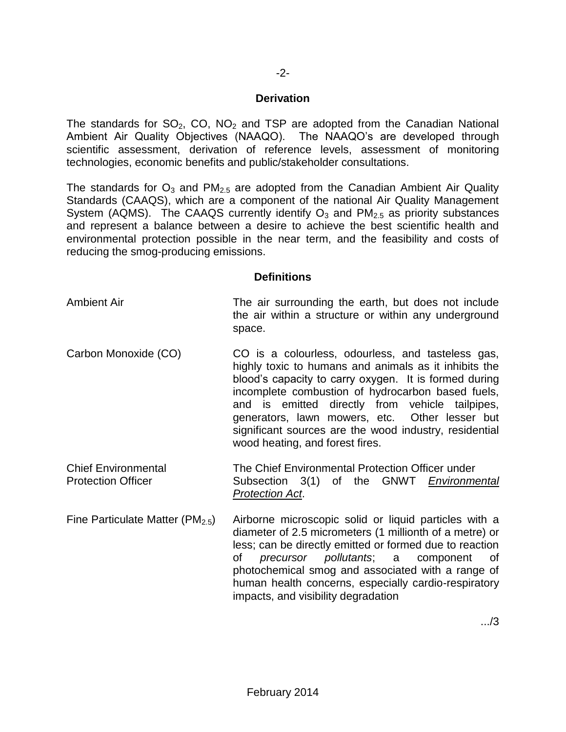## Derivation

The standards for $SO_2$, CO, $NO_2$ and TSP are adopted from the Canadian National Ambient Air Quality Objectives (NAAQO). The NAAQO's are developed through scientific assessment, derivation of reference levels, assessment of monitoring technologies, economic benefits and public/stakeholder consultations.

The standards for $O_3$ and $PM_{2.5}$ are adopted from the Canadian Ambient Air Quality Standards (CAAQS), which are a component of the national Air Quality Management System (AQMS). The CAAQS currently identify $O_3$ and $PM_{2.5}$ as priority substances and represent a balance between a desire to achieve the best scientific health and environmental protection possible in the near term, and the feasibility and costs of reducing the smog-producing emissions.

## Definitions

| | |
|---|---|
| Ambient Air | The air surrounding the earth, but does not include the air within a structure or within any underground space. |
| Carbon Monoxide (CO) | CO is a colourless, odourless, and tasteless gas, highly toxic to humans and animals as it inhibits the blood's capacity to carry oxygen. It is formed during incomplete combustion of hydrocarbon based fuels, and is emitted directly from vehicle tailpipes, generators, lawn mowers, etc. Other lesser but significant sources are the wood industry, residential wood heating, and forest fires. |
| Chief Environmental Protection Officer | The Chief Environmental Protection Officer under Subsection 3(1) of the GNWT *Environmental Protection Act*. |
| Fine Particulate Matter ($PM_{2.5}$) | Airborne microscopic solid or liquid particles with a diameter of 2.5 micrometers (1 millionth of a metre) or less; can be directly emitted or formed due to reaction of *precursor pollutants*; a component of photochemical smog and associated with a range of human health concerns, especially cardio-respiratory impacts, and visibility degradation |

.../3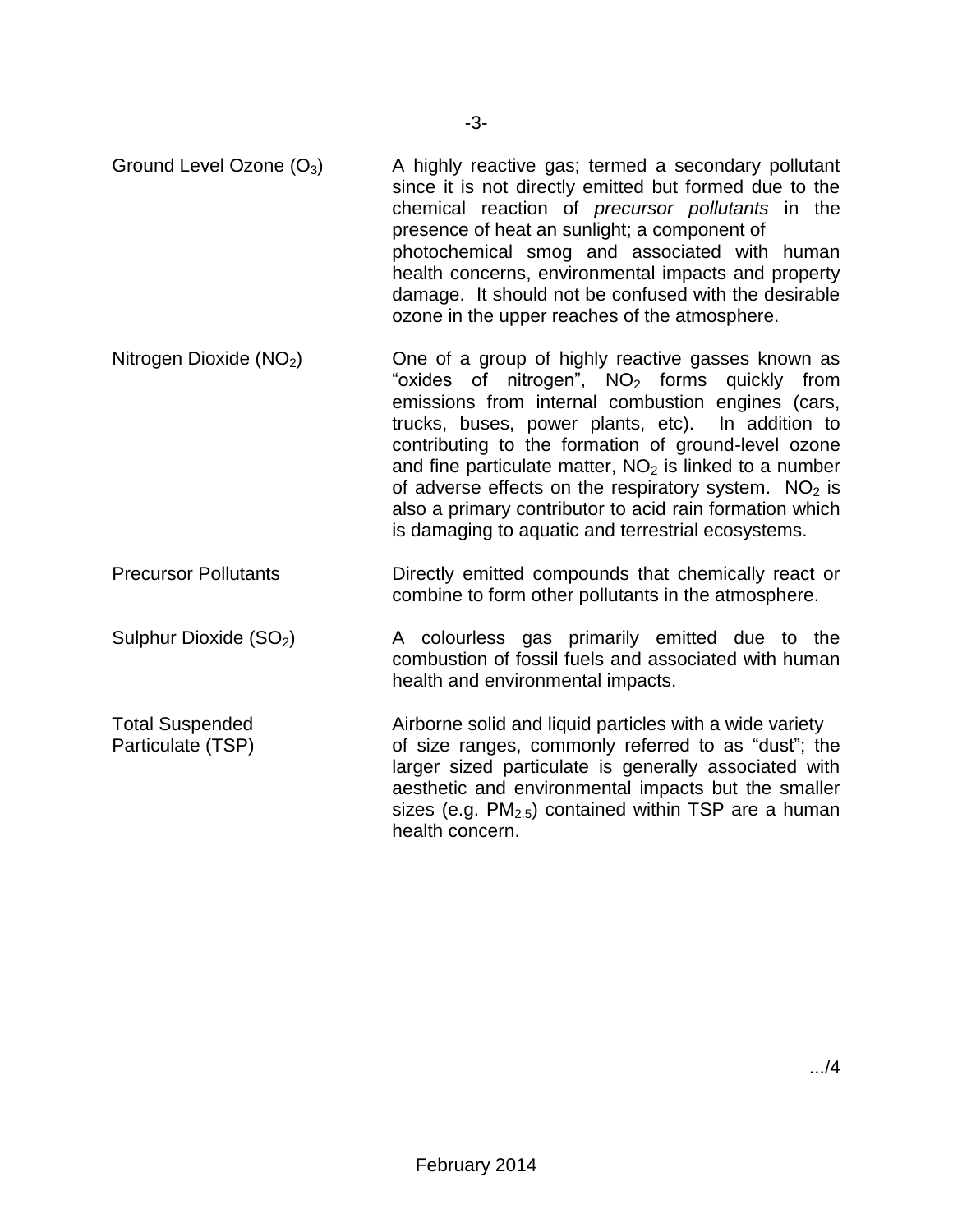**Ground Level Ozone ($O_3$)** — A highly reactive gas; termed a secondary pollutant since it is not directly emitted but formed due to the chemical reaction of *precursor pollutants* in the presence of heat an sunlight; a component of photochemical smog and associated with human health concerns, environmental impacts and property damage. It should not be confused with the desirable ozone in the upper reaches of the atmosphere.

**Nitrogen Dioxide ($NO_2$)** — One of a group of highly reactive gasses known as "oxides of nitrogen", $NO_2$ forms quickly from emissions from internal combustion engines (cars, trucks, buses, power plants, etc). In addition to contributing to the formation of ground-level ozone and fine particulate matter, $NO_2$ is linked to a number of adverse effects on the respiratory system. $NO_2$ is also a primary contributor to acid rain formation which is damaging to aquatic and terrestrial ecosystems.

**Precursor Pollutants** — Directly emitted compounds that chemically react or combine to form other pollutants in the atmosphere.

**Sulphur Dioxide ($SO_2$)** — A colourless gas primarily emitted due to the combustion of fossil fuels and associated with human health and environmental impacts.

**Total Suspended Particulate (TSP)** — Airborne solid and liquid particles with a wide variety of size ranges, commonly referred to as "dust"; the larger sized particulate is generally associated with aesthetic and environmental impacts but the smaller sizes (e.g. $PM_{2.5}$) contained within TSP are a human health concern.

.../4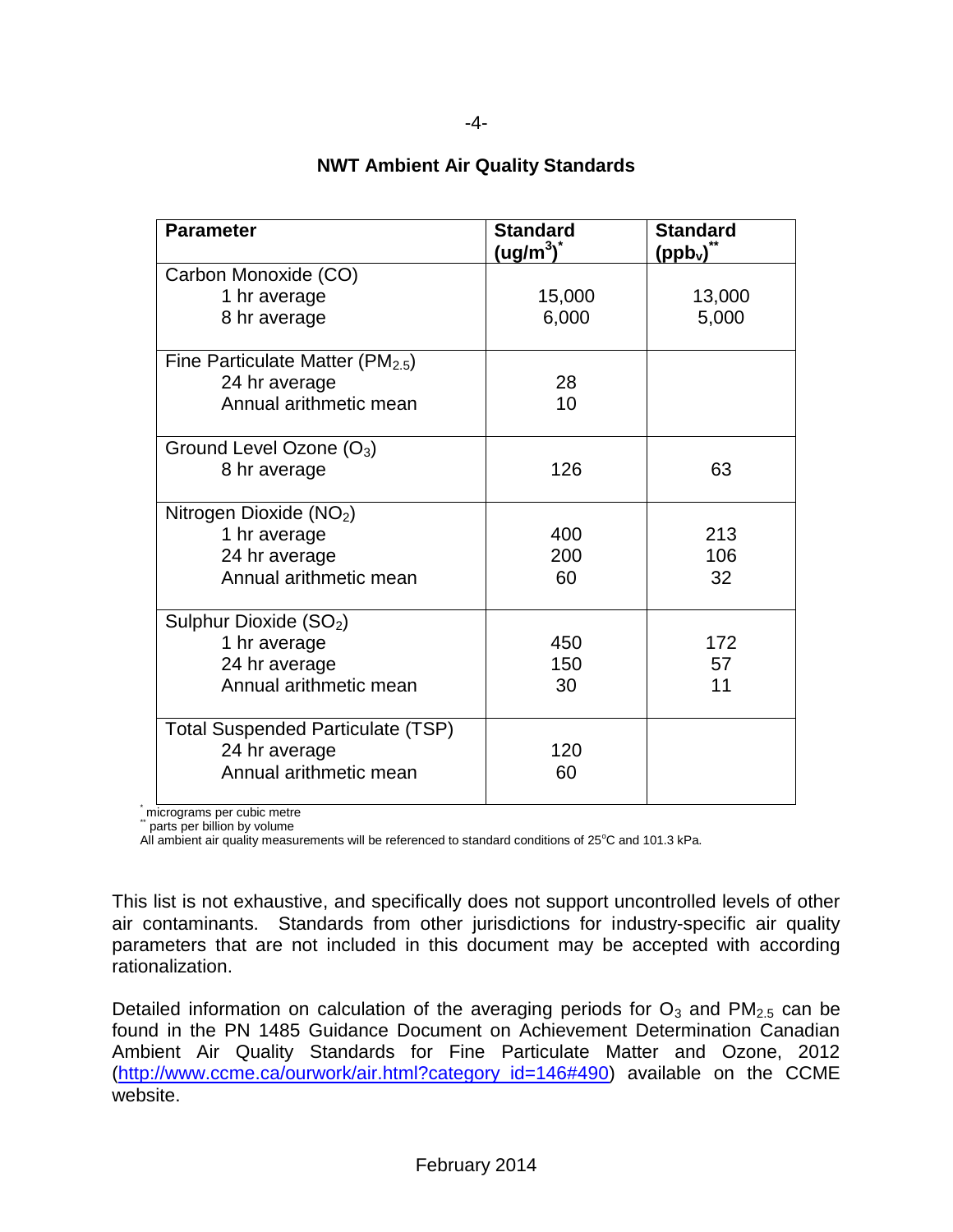## NWT Ambient Air Quality Standards

| Parameter | Standard ($ug/m^3$)* | Standard ($ppb_v$)** |
|---|---|---|
| Carbon Monoxide (CO) | | |
| 1 hr average | 15,000 | 13,000 |
| 8 hr average | 6,000 | 5,000 |
| Fine Particulate Matter ($PM_{2.5}$) | | |
| 24 hr average | 28 | |
| Annual arithmetic mean | 10 | |
| Ground Level Ozone ($O_3$) | | |
| 8 hr average | 126 | 63 |
| Nitrogen Dioxide ($NO_2$) | | |
| 1 hr average | 400 | 213 |
| 24 hr average | 200 | 106 |
| Annual arithmetic mean | 60 | 32 |
| Sulphur Dioxide ($SO_2$) | | |
| 1 hr average | 450 | 172 |
| 24 hr average | 150 | 57 |
| Annual arithmetic mean | 30 | 11 |
| Total Suspended Particulate (TSP) | | |
| 24 hr average | 120 | |
| Annual arithmetic mean | 60 | |

* micrograms per cubic metre
** parts per billion by volume
All ambient air quality measurements will be referenced to standard conditions of 25°C and 101.3 kPa.

This list is not exhaustive, and specifically does not support uncontrolled levels of other air contaminants. Standards from other jurisdictions for industry-specific air quality parameters that are not included in this document may be accepted with according rationalization.

Detailed information on calculation of the averaging periods for $O_3$ and $PM_{2.5}$ can be found in the PN 1485 Guidance Document on Achievement Determination Canadian Ambient Air Quality Standards for Fine Particulate Matter and Ozone, 2012 (http://www.ccme.ca/ourwork/air.html?category_id=146#490) available on the CCME website.

February 2014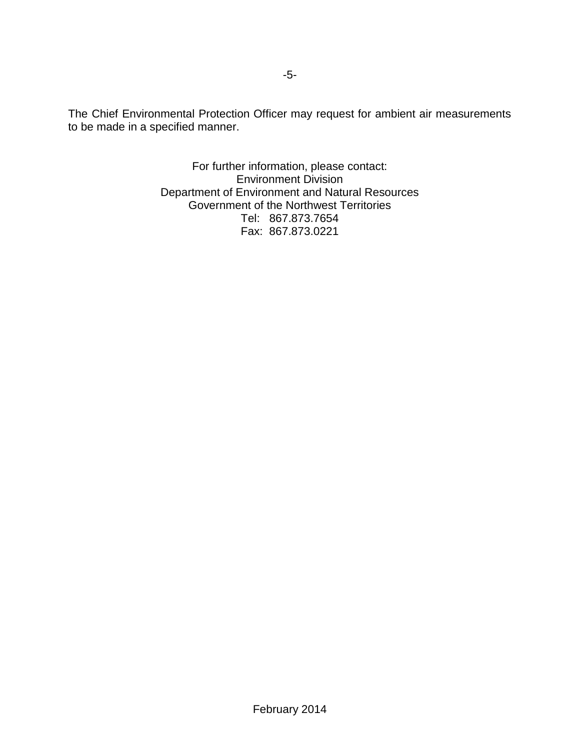The Chief Environmental Protection Officer may request for ambient air measurements to be made in a specified manner.

For further information, please contact:
Environment Division
Department of Environment and Natural Resources
Government of the Northwest Territories
Tel: 867.873.7654
Fax: 867.873.0221

February 2014